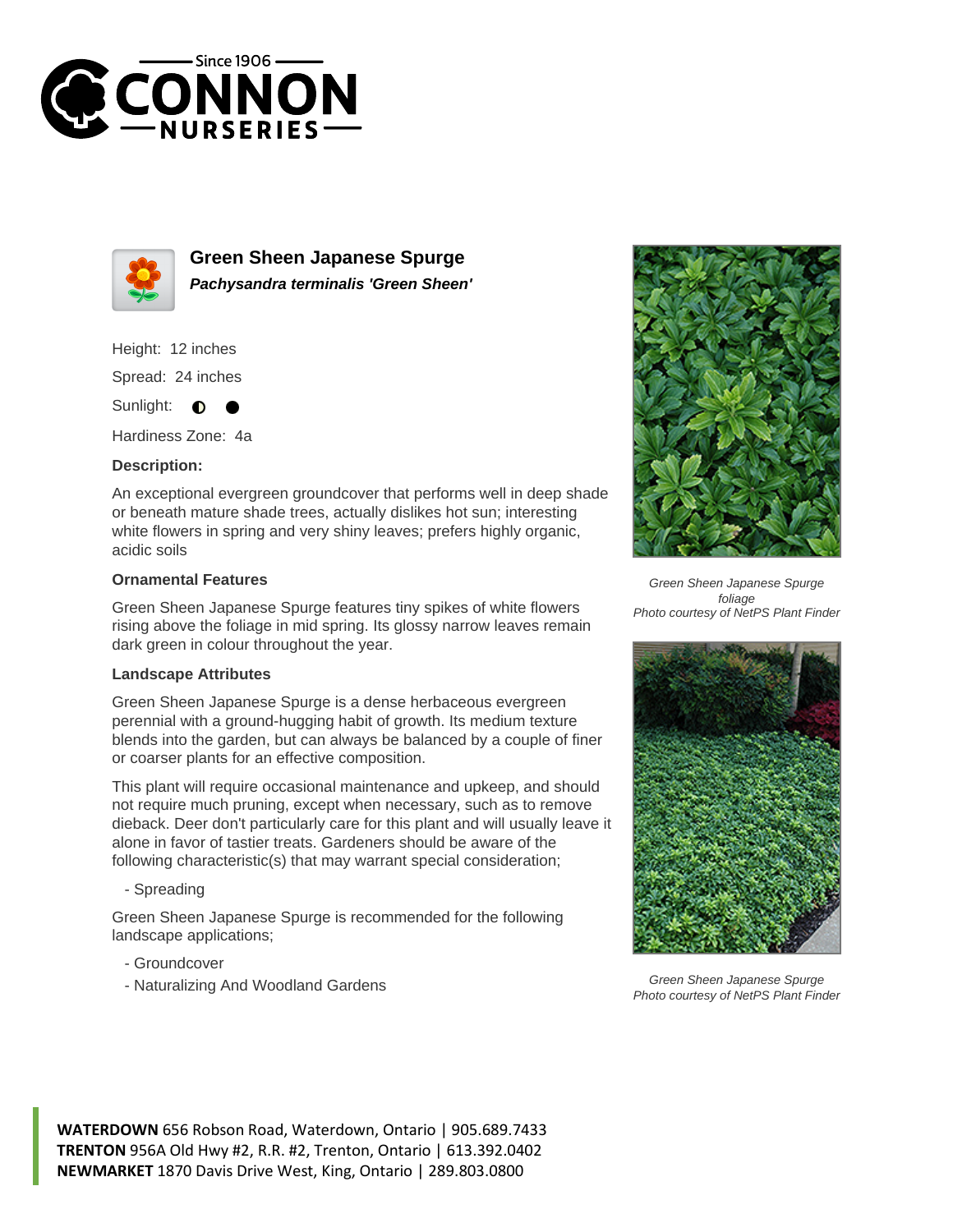# Green Sheen Japanese Spurge

***Pachysandra terminalis 'Green Sheen'***

Height: 12 inches

Spread: 24 inches

Sunlight: ◐ ●

Hardiness Zone: 4a

### Description:

An exceptional evergreen groundcover that performs well in deep shade or beneath mature shade trees, actually dislikes hot sun; interesting white flowers in spring and very shiny leaves; prefers highly organic, acidic soils

### Ornamental Features

Green Sheen Japanese Spurge features tiny spikes of white flowers rising above the foliage in mid spring. Its glossy narrow leaves remain dark green in colour throughout the year.

### Landscape Attributes

Green Sheen Japanese Spurge is a dense herbaceous evergreen perennial with a ground-hugging habit of growth. Its medium texture blends into the garden, but can always be balanced by a couple of finer or coarser plants for an effective composition.

This plant will require occasional maintenance and upkeep, and should not require much pruning, except when necessary, such as to remove dieback. Deer don't particularly care for this plant and will usually leave it alone in favor of tastier treats. Gardeners should be aware of the following characteristic(s) that may warrant special consideration;

- Spreading

Green Sheen Japanese Spurge is recommended for the following landscape applications;

- Groundcover
- Naturalizing And Woodland Gardens

*Green Sheen Japanese Spurge foliage*
*Photo courtesy of NetPS Plant Finder*

*Green Sheen Japanese Spurge*
*Photo courtesy of NetPS Plant Finder*

**WATERDOWN** 656 Robson Road, Waterdown, Ontario | 905.689.7433
**TRENTON** 956A Old Hwy #2, R.R. #2, Trenton, Ontario | 613.392.0402
**NEWMARKET** 1870 Davis Drive West, King, Ontario | 289.803.0800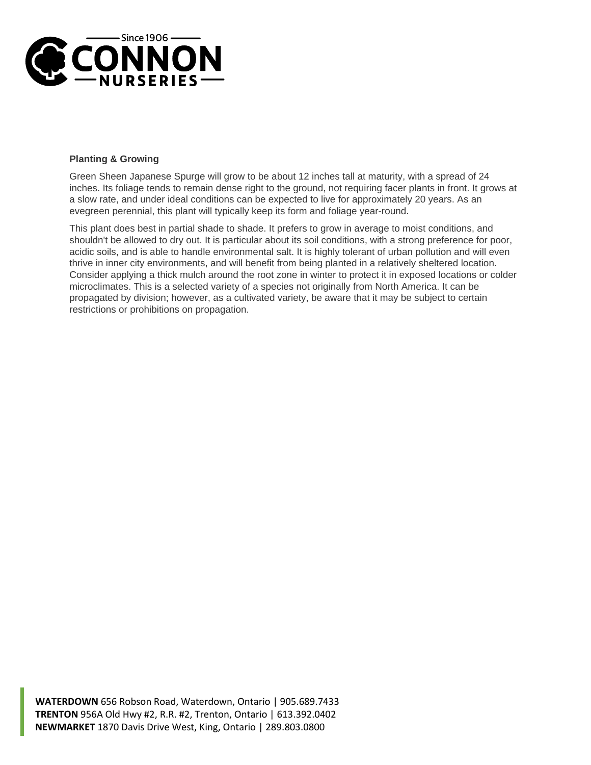### Planting & Growing

Green Sheen Japanese Spurge will grow to be about 12 inches tall at maturity, with a spread of 24 inches. Its foliage tends to remain dense right to the ground, not requiring facer plants in front. It grows at a slow rate, and under ideal conditions can be expected to live for approximately 20 years. As an evegreen perennial, this plant will typically keep its form and foliage year-round.

This plant does best in partial shade to shade. It prefers to grow in average to moist conditions, and shouldn't be allowed to dry out. It is particular about its soil conditions, with a strong preference for poor, acidic soils, and is able to handle environmental salt. It is highly tolerant of urban pollution and will even thrive in inner city environments, and will benefit from being planted in a relatively sheltered location. Consider applying a thick mulch around the root zone in winter to protect it in exposed locations or colder microclimates. This is a selected variety of a species not originally from North America. It can be propagated by division; however, as a cultivated variety, be aware that it may be subject to certain restrictions or prohibitions on propagation.